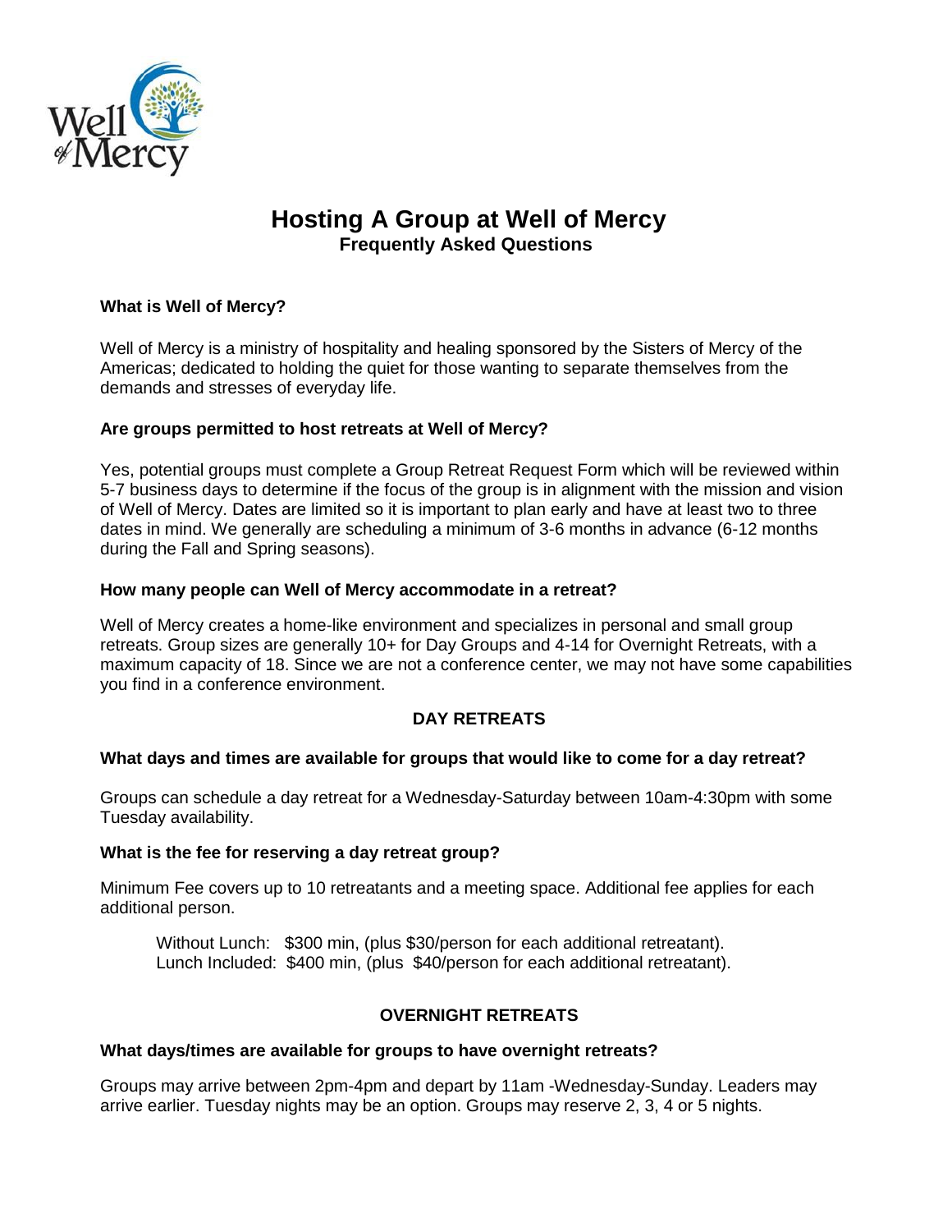# Hosting A Group at Well of Mercy

## Frequently Asked Questions

**What is Well of Mercy?**

Well of Mercy is a ministry of hospitality and healing sponsored by the Sisters of Mercy of the Americas; dedicated to holding the quiet for those wanting to separate themselves from the demands and stresses of everyday life.

**Are groups permitted to host retreats at Well of Mercy?**

Yes, potential groups must complete a Group Retreat Request Form which will be reviewed within 5-7 business days to determine if the focus of the group is in alignment with the mission and vision of Well of Mercy. Dates are limited so it is important to plan early and have at least two to three dates in mind. We generally are scheduling a minimum of 3-6 months in advance (6-12 months during the Fall and Spring seasons).

**How many people can Well of Mercy accommodate in a retreat?**

Well of Mercy creates a home-like environment and specializes in personal and small group retreats. Group sizes are generally 10+ for Day Groups and 4-14 for Overnight Retreats, with a maximum capacity of 18. Since we are not a conference center, we may not have some capabilities you find in a conference environment.

### DAY RETREATS

**What days and times are available for groups that would like to come for a day retreat?**

Groups can schedule a day retreat for a Wednesday-Saturday between 10am-4:30pm with some Tuesday availability.

**What is the fee for reserving a day retreat group?**

Minimum Fee covers up to 10 retreatants and a meeting space. Additional fee applies for each additional person.

Without Lunch: $300 min, (plus $30/person for each additional retreatant).
Lunch Included: $400 min, (plus $40/person for each additional retreatant).

### OVERNIGHT RETREATS

**What days/times are available for groups to have overnight retreats?**

Groups may arrive between 2pm-4pm and depart by 11am -Wednesday-Sunday. Leaders may arrive earlier. Tuesday nights may be an option. Groups may reserve 2, 3, 4 or 5 nights.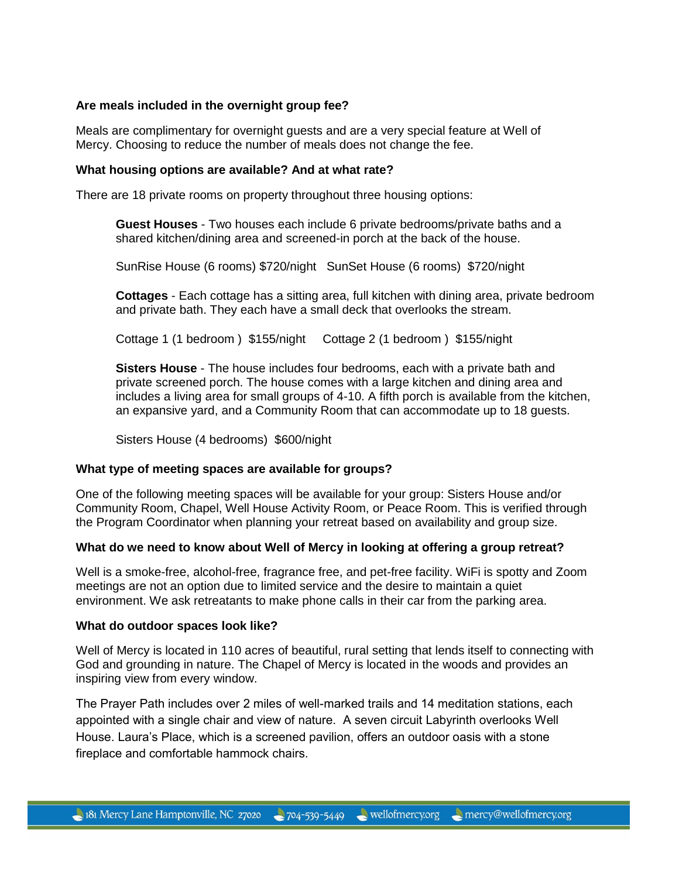**Are meals included in the overnight group fee?**

Meals are complimentary for overnight guests and are a very special feature at Well of Mercy. Choosing to reduce the number of meals does not change the fee.

**What housing options are available? And at what rate?**

There are 18 private rooms on property throughout three housing options:

**Guest Houses** - Two houses each include 6 private bedrooms/private baths and a shared kitchen/dining area and screened-in porch at the back of the house.

SunRise House (6 rooms) $720/night   SunSet House (6 rooms) $720/night

**Cottages** - Each cottage has a sitting area, full kitchen with dining area, private bedroom and private bath. They each have a small deck that overlooks the stream.

Cottage 1 (1 bedroom ) $155/night   Cottage 2 (1 bedroom ) $155/night

**Sisters House** - The house includes four bedrooms, each with a private bath and private screened porch. The house comes with a large kitchen and dining area and includes a living area for small groups of 4-10. A fifth porch is available from the kitchen, an expansive yard, and a Community Room that can accommodate up to 18 guests.

Sisters House (4 bedrooms) $600/night

**What type of meeting spaces are available for groups?**

One of the following meeting spaces will be available for your group: Sisters House and/or Community Room, Chapel, Well House Activity Room, or Peace Room. This is verified through the Program Coordinator when planning your retreat based on availability and group size.

**What do we need to know about Well of Mercy in looking at offering a group retreat?**

Well is a smoke-free, alcohol-free, fragrance free, and pet-free facility. WiFi is spotty and Zoom meetings are not an option due to limited service and the desire to maintain a quiet environment. We ask retreatants to make phone calls in their car from the parking area.

**What do outdoor spaces look like?**

Well of Mercy is located in 110 acres of beautiful, rural setting that lends itself to connecting with God and grounding in nature. The Chapel of Mercy is located in the woods and provides an inspiring view from every window.

The Prayer Path includes over 2 miles of well-marked trails and 14 meditation stations, each appointed with a single chair and view of nature. A seven circuit Labyrinth overlooks Well House. Laura's Place, which is a screened pavilion, offers an outdoor oasis with a stone fireplace and comfortable hammock chairs.

181 Mercy Lane Hamptonville, NC 27020   704-539-5449   wellofmercy.org   mercy@wellofmercy.org